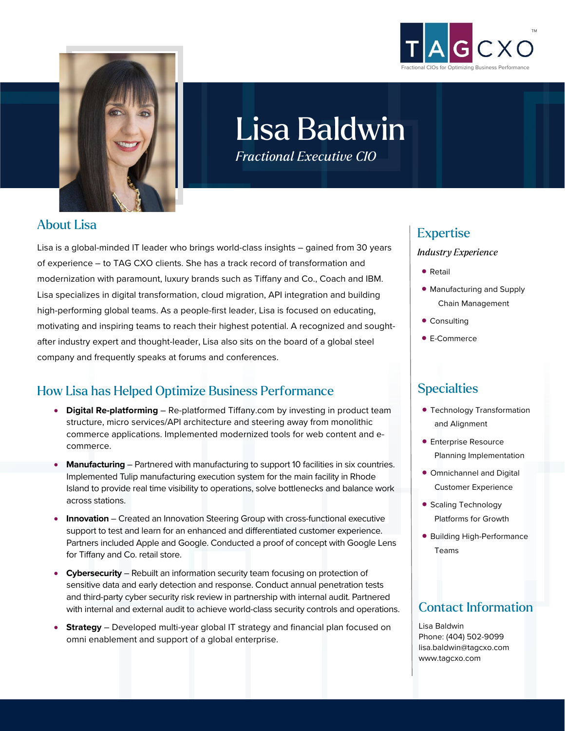TAG CXO™

Fractional CIOs for Optimizing Business Performance

# Lisa Baldwin

*Fractional Executive CIO*

## About Lisa

Lisa is a global-minded IT leader who brings world-class insights – gained from 30 years of experience – to TAG CXO clients. She has a track record of transformation and modernization with paramount, luxury brands such as Tiffany and Co., Coach and IBM. Lisa specializes in digital transformation, cloud migration, API integration and building high-performing global teams. As a people-first leader, Lisa is focused on educating, motivating and inspiring teams to reach their highest potential. A recognized and sought-after industry expert and thought-leader, Lisa also sits on the board of a global steel company and frequently speaks at forums and conferences.

## How Lisa has Helped Optimize Business Performance

- **Digital Re-platforming** – Re-platformed Tiffany.com by investing in product team structure, micro services/API architecture and steering away from monolithic commerce applications. Implemented modernized tools for web content and e-commerce.
- **Manufacturing** – Partnered with manufacturing to support 10 facilities in six countries. Implemented Tulip manufacturing execution system for the main facility in Rhode Island to provide real time visibility to operations, solve bottlenecks and balance work across stations.
- **Innovation** – Created an Innovation Steering Group with cross-functional executive support to test and learn for an enhanced and differentiated customer experience. Partners included Apple and Google. Conducted a proof of concept with Google Lens for Tiffany and Co. retail store.
- **Cybersecurity** – Rebuilt an information security team focusing on protection of sensitive data and early detection and response. Conduct annual penetration tests and third-party cyber security risk review in partnership with internal audit. Partnered with internal and external audit to achieve world-class security controls and operations.
- **Strategy** – Developed multi-year global IT strategy and financial plan focused on omni enablement and support of a global enterprise.

## Expertise

*Industry Experience*

- Retail
- Manufacturing and Supply Chain Management
- Consulting
- E-Commerce

## Specialties

- Technology Transformation and Alignment
- Enterprise Resource Planning Implementation
- Omnichannel and Digital Customer Experience
- Scaling Technology Platforms for Growth
- Building High-Performance Teams

## Contact Information

Lisa Baldwin
Phone: (404) 502-9099
lisa.baldwin@tagcxo.com
www.tagcxo.com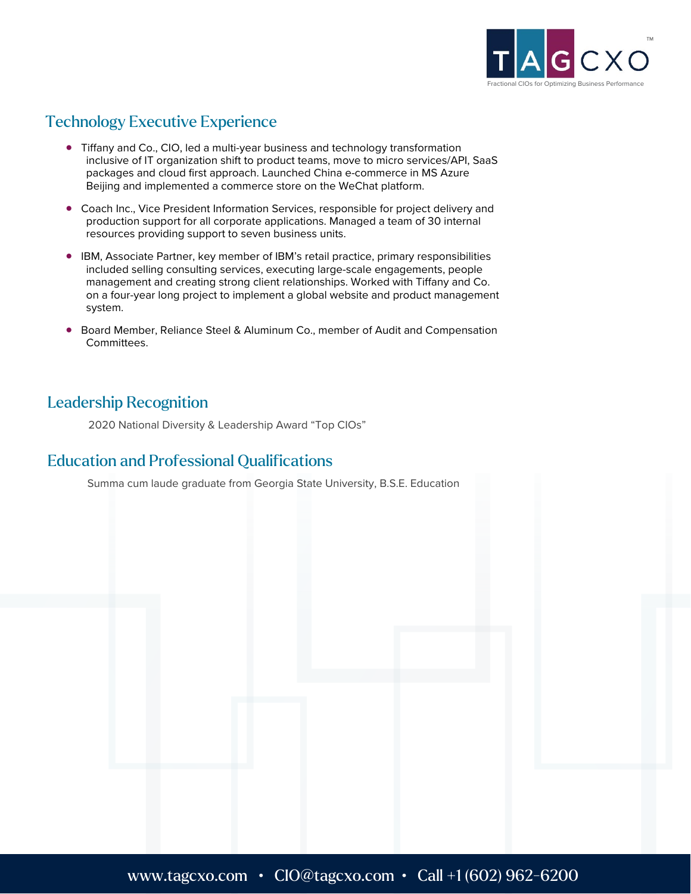## Technology Executive Experience

- Tiffany and Co., CIO, led a multi-year business and technology transformation inclusive of IT organization shift to product teams, move to micro services/API, SaaS packages and cloud first approach. Launched China e-commerce in MS Azure Beijing and implemented a commerce store on the WeChat platform.
- Coach Inc., Vice President Information Services, responsible for project delivery and production support for all corporate applications. Managed a team of 30 internal resources providing support to seven business units.
- IBM, Associate Partner, key member of IBM's retail practice, primary responsibilities included selling consulting services, executing large-scale engagements, people management and creating strong client relationships. Worked with Tiffany and Co. on a four-year long project to implement a global website and product management system.
- Board Member, Reliance Steel & Aluminum Co., member of Audit and Compensation Committees.

## Leadership Recognition

2020 National Diversity & Leadership Award "Top CIOs"

## Education and Professional Qualifications

Summa cum laude graduate from Georgia State University, B.S.E. Education